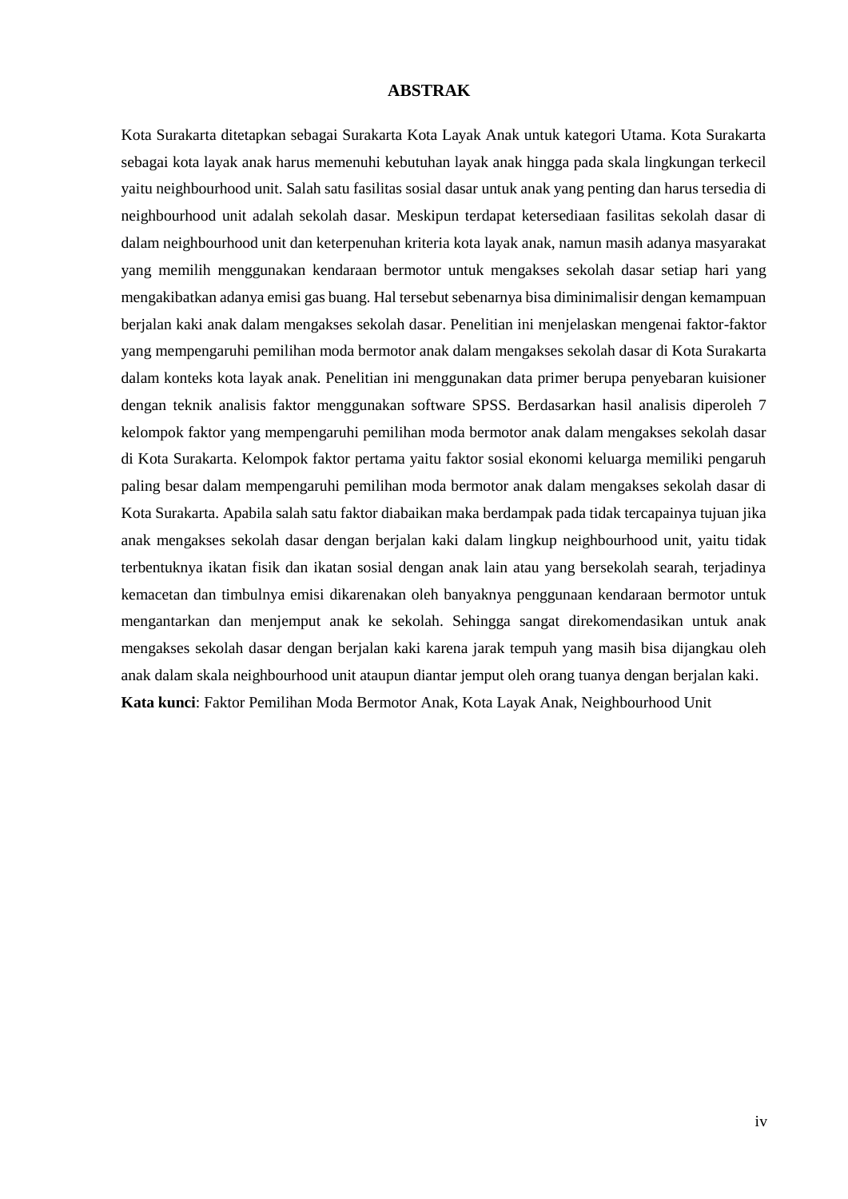# ABSTRAK

Kota Surakarta ditetapkan sebagai Surakarta Kota Layak Anak untuk kategori Utama. Kota Surakarta sebagai kota layak anak harus memenuhi kebutuhan layak anak hingga pada skala lingkungan terkecil yaitu neighbourhood unit. Salah satu fasilitas sosial dasar untuk anak yang penting dan harus tersedia di neighbourhood unit adalah sekolah dasar. Meskipun terdapat ketersediaan fasilitas sekolah dasar di dalam neighbourhood unit dan keterpenuhan kriteria kota layak anak, namun masih adanya masyarakat yang memilih menggunakan kendaraan bermotor untuk mengakses sekolah dasar setiap hari yang mengakibatkan adanya emisi gas buang. Hal tersebut sebenarnya bisa diminimalisir dengan kemampuan berjalan kaki anak dalam mengakses sekolah dasar. Penelitian ini menjelaskan mengenai faktor-faktor yang mempengaruhi pemilihan moda bermotor anak dalam mengakses sekolah dasar di Kota Surakarta dalam konteks kota layak anak. Penelitian ini menggunakan data primer berupa penyebaran kuisioner dengan teknik analisis faktor menggunakan software SPSS. Berdasarkan hasil analisis diperoleh 7 kelompok faktor yang mempengaruhi pemilihan moda bermotor anak dalam mengakses sekolah dasar di Kota Surakarta. Kelompok faktor pertama yaitu faktor sosial ekonomi keluarga memiliki pengaruh paling besar dalam mempengaruhi pemilihan moda bermotor anak dalam mengakses sekolah dasar di Kota Surakarta. Apabila salah satu faktor diabaikan maka berdampak pada tidak tercapainya tujuan jika anak mengakses sekolah dasar dengan berjalan kaki dalam lingkup neighbourhood unit, yaitu tidak terbentuknya ikatan fisik dan ikatan sosial dengan anak lain atau yang bersekolah searah, terjadinya kemacetan dan timbulnya emisi dikarenakan oleh banyaknya penggunaan kendaraan bermotor untuk mengantarkan dan menjemput anak ke sekolah. Sehingga sangat direkomendasikan untuk anak mengakses sekolah dasar dengan berjalan kaki karena jarak tempuh yang masih bisa dijangkau oleh anak dalam skala neighbourhood unit ataupun diantar jemput oleh orang tuanya dengan berjalan kaki.

**Kata kunci**: Faktor Pemilihan Moda Bermotor Anak, Kota Layak Anak, Neighbourhood Unit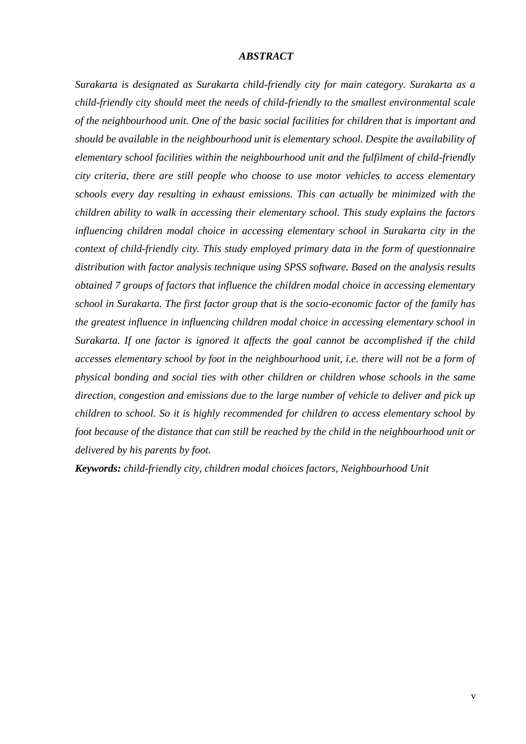# *ABSTRACT*

*Surakarta is designated as Surakarta child-friendly city for main category. Surakarta as a child-friendly city should meet the needs of child-friendly to the smallest environmental scale of the neighbourhood unit. One of the basic social facilities for children that is important and should be available in the neighbourhood unit is elementary school. Despite the availability of elementary school facilities within the neighbourhood unit and the fulfilment of child-friendly city criteria, there are still people who choose to use motor vehicles to access elementary schools every day resulting in exhaust emissions. This can actually be minimized with the children ability to walk in accessing their elementary school. This study explains the factors influencing children modal choice in accessing elementary school in Surakarta city in the context of child-friendly city. This study employed primary data in the form of questionnaire distribution with factor analysis technique using SPSS software. Based on the analysis results obtained 7 groups of factors that influence the children modal choice in accessing elementary school in Surakarta. The first factor group that is the socio-economic factor of the family has the greatest influence in influencing children modal choice in accessing elementary school in Surakarta. If one factor is ignored it affects the goal cannot be accomplished if the child accesses elementary school by foot in the neighbourhood unit, i.e. there will not be a form of physical bonding and social ties with other children or children whose schools in the same direction, congestion and emissions due to the large number of vehicle to deliver and pick up children to school. So it is highly recommended for children to access elementary school by foot because of the distance that can still be reached by the child in the neighbourhood unit or delivered by his parents by foot.*

***Keywords:*** *child-friendly city, children modal choices factors, Neighbourhood Unit*